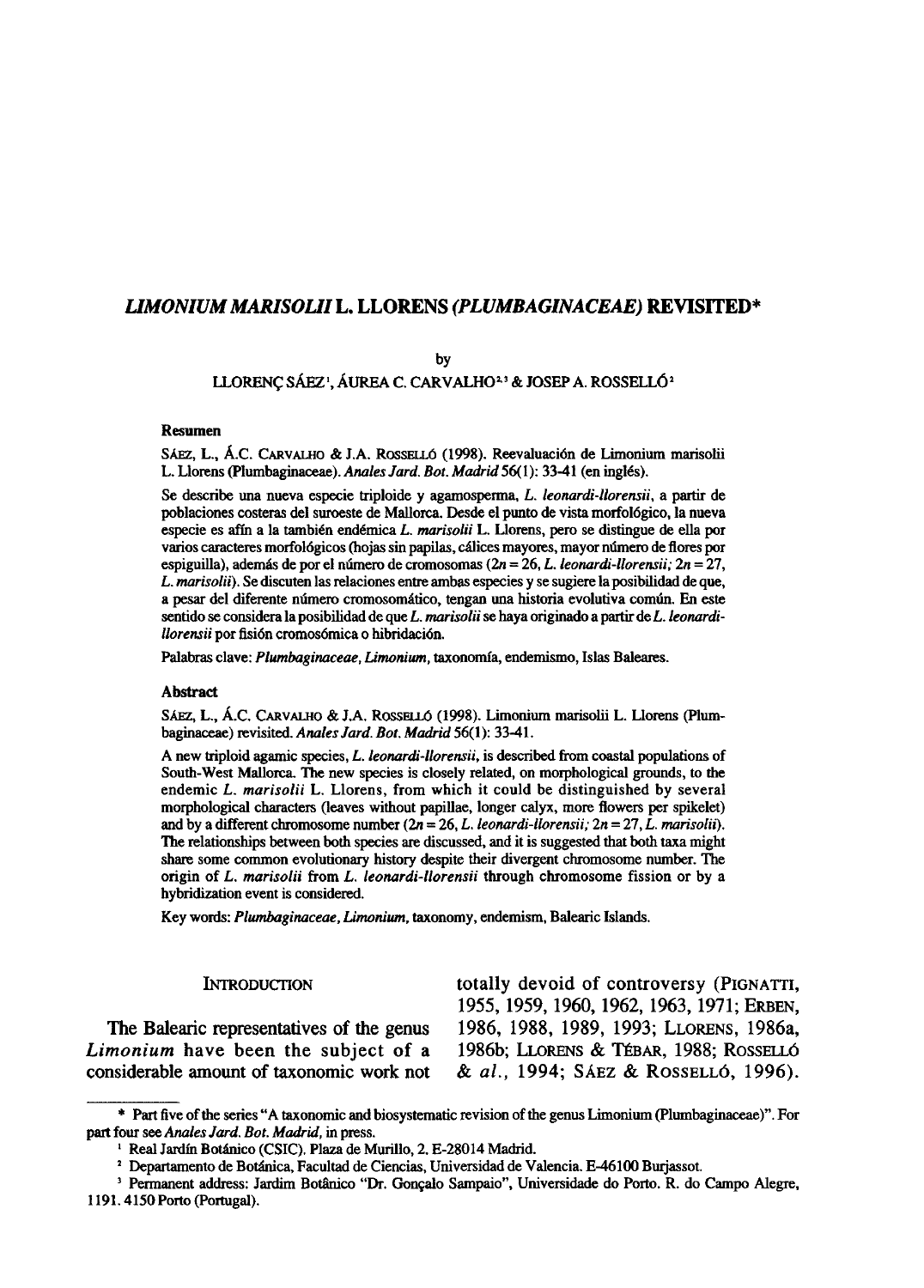# *LIMONIUM MARISOLII* L. LLORENS *(PLUMBAGINACEAE)* REVISITED*

by

LLORENÇ SÁEZ[1], ÁUREA C. CARVALHO[2,3] & JOSEP A. ROSSELLÓ[2]

### Resumen

SÁEZ, L., Á.C. CARVALHO & J.A. ROSSELLÓ (1998). Reevaluación de Limonium marisolii L. Llorens (Plumbaginaceae). *Anales Jard. Bot. Madrid* 56(1): 33-41 (en inglés).

Se describe una nueva especie triploide y agamosperma, *L. leonardi-llorensii*, a partir de poblaciones costeras del suroeste de Mallorca. Desde el punto de vista morfológico, la nueva especie es afín a la también endémica *L. marisolii* L. Llorens, pero se distingue de ella por varios caracteres morfológicos (hojas sin papilas, cálices mayores, mayor número de flores por espiguilla), además de por el número de cromosomas ($2n = 26$, *L. leonardi-llorensii;* $2n = 27$, *L. marisolii*). Se discuten las relaciones entre ambas especies y se sugiere la posibilidad de que, a pesar del diferente número cromosomático, tengan una historia evolutiva común. En este sentido se considera la posibilidad de que *L. marisolii* se haya originado a partir de *L. leonardi-llorensii* por fisión cromosómica o hibridación.

Palabras clave: *Plumbaginaceae*, *Limonium*, taxonomía, endemismo, Islas Baleares.

### Abstract

SÁEZ, L., Á.C. CARVALHO & J.A. ROSSELLÓ (1998). Limonium marisolii L. Llorens (Plumbaginaceae) revisited. *Anales Jard. Bot. Madrid* 56(1): 33-41.

A new triploid agamic species, *L. leonardi-llorensii*, is described from coastal populations of South-West Mallorca. The new species is closely related, on morphological grounds, to the endemic *L. marisolii* L. Llorens, from which it could be distinguished by several morphological characters (leaves without papillae, longer calyx, more flowers per spikelet) and by a different chromosome number ($2n = 26$, *L. leonardi-llorensii;* $2n = 27$, *L. marisolii*). The relationships between both species are discussed, and it is suggested that both taxa might share some common evolutionary history despite their divergent chromosome number. The origin of *L. marisolii* from *L. leonardi-llorensii* through chromosome fission or by a hybridization event is considered.

Key words: *Plumbaginaceae*, *Limonium*, taxonomy, endemism, Balearic Islands.

## INTRODUCTION

The Balearic representatives of the genus *Limonium* have been the subject of a considerable amount of taxonomic work not totally devoid of controversy (PIGNATTI, 1955, 1959, 1960, 1962, 1963, 1971; ERBEN, 1986, 1988, 1989, 1993; LLORENS, 1986a, 1986b; LLORENS & TÉBAR, 1988; ROSSELLÓ *& al.*, 1994; SÁEZ & ROSSELLÓ, 1996).

---

\* Part five of the series "A taxonomic and biosystematic revision of the genus Limonium (Plumbaginaceae)". For part four see *Anales Jard. Bot. Madrid,* in press.

[1] Real Jardín Botánico (CSIC). Plaza de Murillo, 2. E-28014 Madrid.

[2] Departamento de Botánica, Facultad de Ciencias, Universidad de Valencia. E-46100 Burjassot.

[3] Permanent address: Jardim Botânico "Dr. Gonçalo Sampaio", Universidade do Porto. R. do Campo Alegre, 1191. 4150 Porto (Portugal).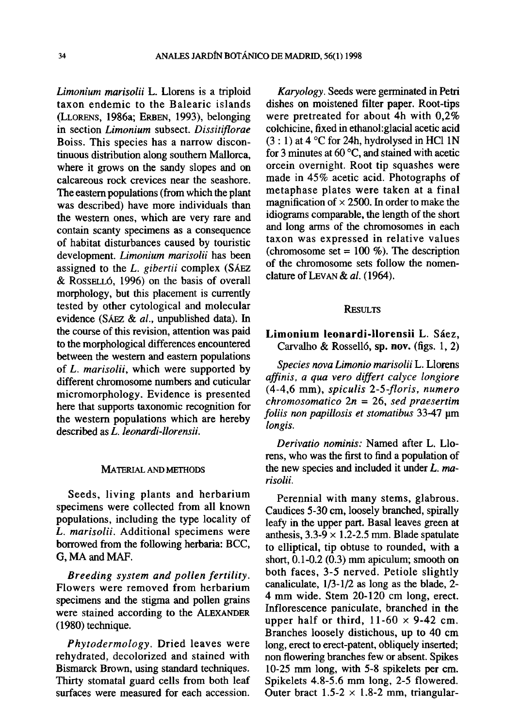*Limonium marisolii* L. Llorens is a triploid taxon endemic to the Balearic islands (LLORENS, 1986a; ERBEN, 1993), belonging in section *Limonium* subsect. *Dissitiflorae* Boiss. This species has a narrow discontinuous distribution along southern Mallorca, where it grows on the sandy slopes and on calcareous rock crevices near the seashore. The eastern populations (from which the plant was described) have more individuals than the western ones, which are very rare and contain scanty specimens as a consequence of habitat disturbances caused by touristic development. *Limonium marisolii* has been assigned to the *L. gibertii* complex (SÁEZ & ROSSELLÓ, 1996) on the basis of overall morphology, but this placement is currently tested by other cytological and molecular evidence (SÁEZ & *al.*, unpublished data). In the course of this revision, attention was paid to the morphological differences encountered between the western and eastern populations of *L. marisolii*, which were supported by different chromosome numbers and cuticular micromorphology. Evidence is presented here that supports taxonomic recognition for the western populations which are hereby described as *L. leonardi-llorensii*.

## MATERIAL AND METHODS

Seeds, living plants and herbarium specimens were collected from all known populations, including the type locality of *L. marisolii*. Additional specimens were borrowed from the following herbaria: BCC, G, MA and MAF.

*Breeding system and pollen fertility.* Flowers were removed from herbarium specimens and the stigma and pollen grains were stained according to the ALEXANDER (1980) technique.

*Phytodermology.* Dried leaves were rehydrated, decolorized and stained with Bismarck Brown, using standard techniques. Thirty stomatal guard cells from both leaf surfaces were measured for each accession.

*Karyology.* Seeds were germinated in Petri dishes on moistened filter paper. Root-tips were pretreated for about 4h with 0,2% colchicine, fixed in ethanol:glacial acetic acid (3 : 1) at 4 °C for 24h, hydrolysed in HCl 1N for 3 minutes at 60 °C, and stained with acetic orcein overnight. Root tip squashes were made in 45% acetic acid. Photographs of metaphase plates were taken at a final magnification of × 2500. In order to make the idiograms comparable, the length of the short and long arms of the chromosomes in each taxon was expressed in relative values (chromosome set = 100 %). The description of the chromosome sets follow the nomenclature of LEVAN & *al.* (1964).

## RESULTS

**Limonium leonardi-llorensii** L. Sáez, Carvalho & Rosselló, **sp. nov.** (figs. 1, 2)

*Species nova Limonio marisolii* L. Llorens *affinis, a qua vero differt calyce longiore* (4-4,6 mm), *spiculis 2-5-floris, numero chromosomatico* $2n = 26$, *sed praesertim foliis non papillosis et stomatibus* 33-47 µm *longis.*

*Derivatio nominis:* Named after L. Llorens, who was the first to find a population of the new species and included it under *L. marisolii*.

Perennial with many stems, glabrous. Caudices 5-30 cm, loosely branched, spirally leafy in the upper part. Basal leaves green at anthesis, 3.3-9 × 1.2-2.5 mm. Blade spatulate to elliptical, tip obtuse to rounded, with a short, 0.1-0.2 (0.3) mm apiculum; smooth on both faces, 3-5 nerved. Petiole slightly canaliculate, 1/3-1/2 as long as the blade, 2-4 mm wide. Stem 20-120 cm long, erect. Inflorescence paniculate, branched in the upper half or third, 11-60 × 9-42 cm. Branches loosely distichous, up to 40 cm long, erect to erect-patent, obliquely inserted; non flowering branches few or absent. Spikes 10-25 mm long, with 5-8 spikelets per cm. Spikelets 4.8-5.6 mm long, 2-5 flowered. Outer bract 1.5-2 × 1.8-2 mm, triangular-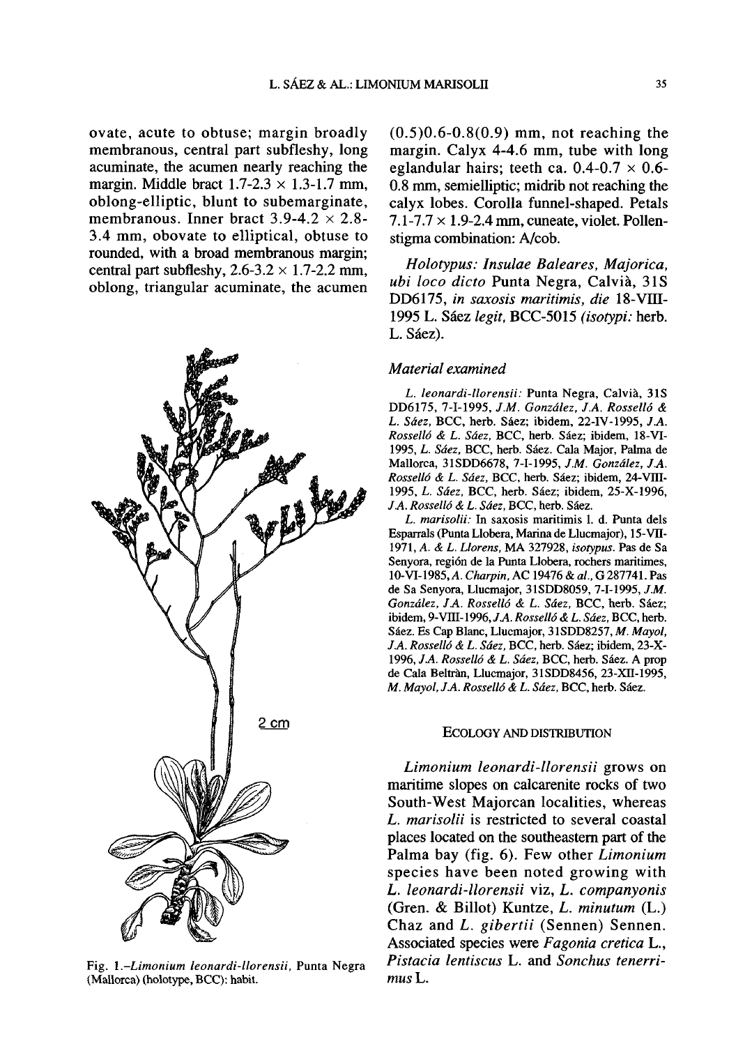ovate, acute to obtuse; margin broadly membranous, central part subfleshy, long acuminate, the acumen nearly reaching the margin. Middle bract 1.7-2.3 × 1.3-1.7 mm, oblong-elliptic, blunt to subemarginate, membranous. Inner bract 3.9-4.2 × 2.8-3.4 mm, obovate to elliptical, obtuse to rounded, with a broad membranous margin; central part subfleshy, 2.6-3.2 × 1.7-2.2 mm, oblong, triangular acuminate, the acumen (0.5)0.6-0.8(0.9) mm, not reaching the margin. Calyx 4-4.6 mm, tube with long eglandular hairs; teeth ca. 0.4-0.7 × 0.6-0.8 mm, semielliptic; midrib not reaching the calyx lobes. Corolla funnel-shaped. Petals 7.1-7.7 × 1.9-2.4 mm, cuneate, violet. Pollen-stigma combination: A/cob.

*Holotypus: Insulae Baleares, Majorica, ubi loco dicto* Punta Negra, Calvià, 31S DD6175, *in saxosis maritimis, die* 18-VIII-1995 L. Sáez *legit*, BCC-5015 (*isotypi:* herb. L. Sáez).

Fig. 1.–*Limonium leonardi-llorensii*, Punta Negra (Mallorca) (holotype, BCC): habit.

### *Material examined*

*L. leonardi-llorensii:* Punta Negra, Calvià, 31S DD6175, 7-I-1995, *J.M. González, J.A. Rosselló & L. Sáez*, BCC, herb. Sáez; ibidem, 22-IV-1995, *J.A. Rosselló & L. Sáez*, BCC, herb. Sáez; ibidem, 18-VI-1995, *L. Sáez*, BCC, herb. Sáez. Cala Major, Palma de Mallorca, 31SDD6678, 7-I-1995, *J.M. González, J.A. Rosselló & L. Sáez*, BCC, herb. Sáez; ibidem, 24-VIII-1995, *L. Sáez*, BCC, herb. Sáez; ibidem, 25-X-1996, *J.A. Rosselló & L. Sáez*, BCC, herb. Sáez.

*L. marisolii:* In saxosis maritimis l. d. Punta dels Esparrals (Punta Llobera, Marina de Llucmajor), 15-VII-1971, *A. & L. Llorens*, MA 327928, *isotypus*. Pas de Sa Senyora, región de la Punta Llobera, rochers maritimes, 10-VI-1985, *A. Charpin*, AC 19476 & *al.*, G 287741. Pas de Sa Senyora, Llucmajor, 31SDD8059, 7-I-1995, *J.M. González, J.A. Rosselló & L. Sáez*, BCC, herb. Sáez; ibidem, 9-VIII-1996, *J.A. Rosselló & L. Sáez*, BCC, herb. Sáez. Es Cap Blanc, Llucmajor, 31SDD8257, *M. Mayol, J.A. Rosselló & L. Sáez*, BCC, herb. Sáez; ibidem, 23-X-1996, *J.A. Rosselló & L. Sáez*, BCC, herb. Sáez. A prop de Cala Beltràn, Llucmajor, 31SDD8456, 23-XII-1995, *M. Mayol, J.A. Rosselló & L. Sáez*, BCC, herb. Sáez.

## ECOLOGY AND DISTRIBUTION

*Limonium leonardi-llorensii* grows on maritime slopes on calcarenite rocks of two South-West Majorcan localities, whereas *L. marisolii* is restricted to several coastal places located on the southeastern part of the Palma bay (fig. 6). Few other *Limonium* species have been noted growing with *L. leonardi-llorensii* viz, *L. companyonis* (Gren. & Billot) Kuntze, *L. minutum* (L.) Chaz and *L. gibertii* (Sennen) Sennen. Associated species were *Fagonia cretica* L., *Pistacia lentiscus* L. and *Sonchus tenerrimus* L.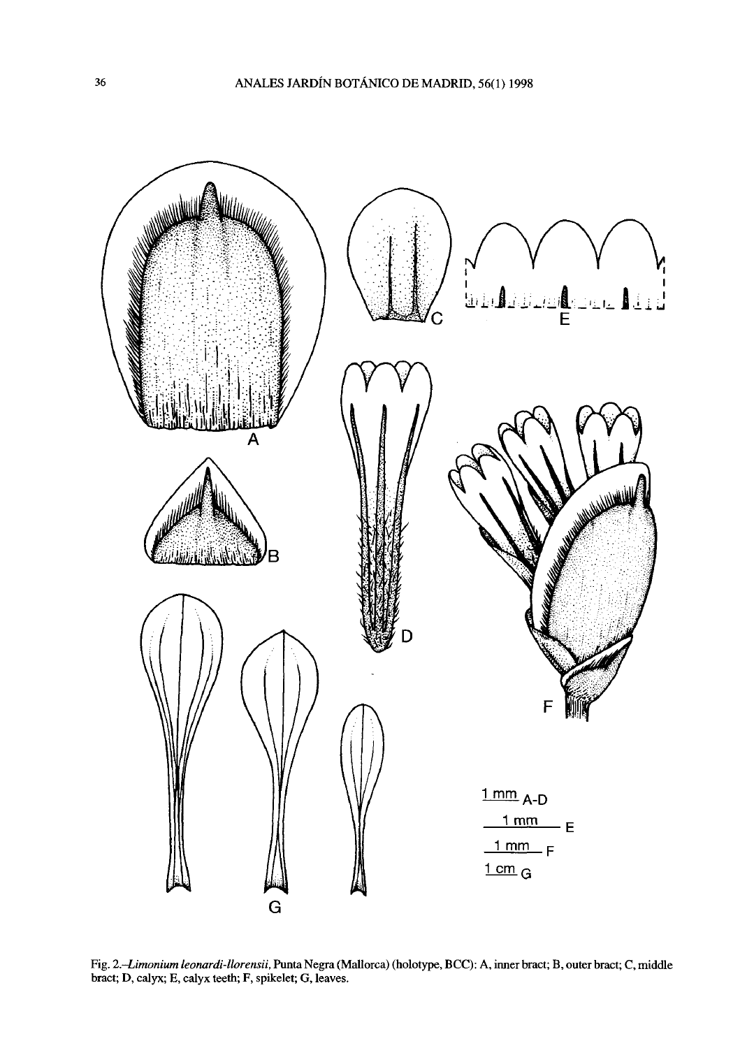Fig. 2.–*Limonium leonardi-llorensii*, Punta Negra (Mallorca) (holotype, BCC): A, inner bract; B, outer bract; C, middle bract; D, calyx; E, calyx teeth; F, spikelet; G, leaves.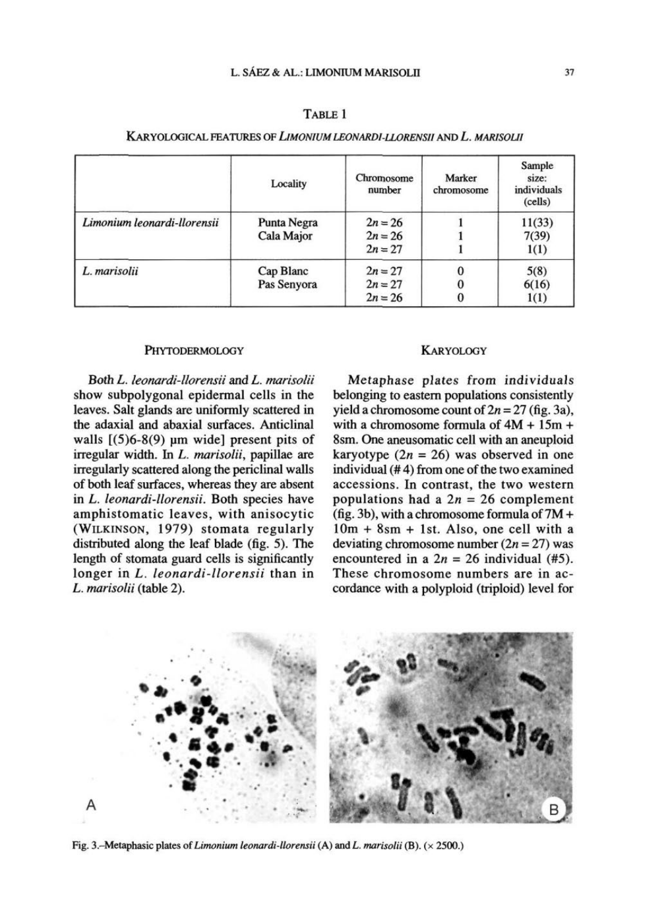TABLE 1

KARYOLOGICAL FEATURES OF *LIMONIUM LEONARDI-LLORENSII* AND *L. MARISOLII*

| | Locality | Chromosome number | Marker chromosome | Sample size: individuals (cells) |
|---|---|---|---|---|
| *Limonium leonardi-llorensii* | Punta Negra | $2n = 26$ | 1 | 11(33) |
| | Cala Major | $2n = 26$ | 1 | 7(39) |
| | | $2n = 27$ | 1 | 1(1) |
| *L. marisolii* | Cap Blanc | $2n = 27$ | 0 | 5(8) |
| | Pas Senyora | $2n = 27$ | 0 | 6(16) |
| | | $2n = 26$ | 0 | 1(1) |

## PHYTODERMOLOGY

Both *L. leonardi-llorensii* and *L. marisolii* show subpolygonal epidermal cells in the leaves. Salt glands are uniformly scattered in the adaxial and abaxial surfaces. Anticlinal walls [(5)6-8(9) µm wide] present pits of irregular width. In *L. marisolii*, papillae are irregularly scattered along the periclinal walls of both leaf surfaces, whereas they are absent in *L. leonardi-llorensii*. Both species have amphistomatic leaves, with anisocytic (WILKINSON, 1979) stomata regularly distributed along the leaf blade (fig. 5). The length of stomata guard cells is significantly longer in *L. leonardi-llorensii* than in *L. marisolii* (table 2).

## KARYOLOGY

Metaphase plates from individuals belonging to eastern populations consistently yield a chromosome count of $2n = 27$ (fig. 3a), with a chromosome formula of 4M + 15m + 8sm. One aneusomatic cell with an aneuploid karyotype ($2n = 26$) was observed in one individual (# 4) from one of the two examined accessions. In contrast, the two western populations had a $2n = 26$ complement (fig. 3b), with a chromosome formula of 7M + 10m + 8sm + 1st. Also, one cell with a deviating chromosome number ($2n = 27$) was encountered in a $2n = 26$ individual (#5). These chromosome numbers are in accordance with a polyploid (triploid) level for

Fig. 3.–Metaphasic plates of *Limonium leonardi-llorensii* (A) and *L. marisolii* (B). (× 2500.)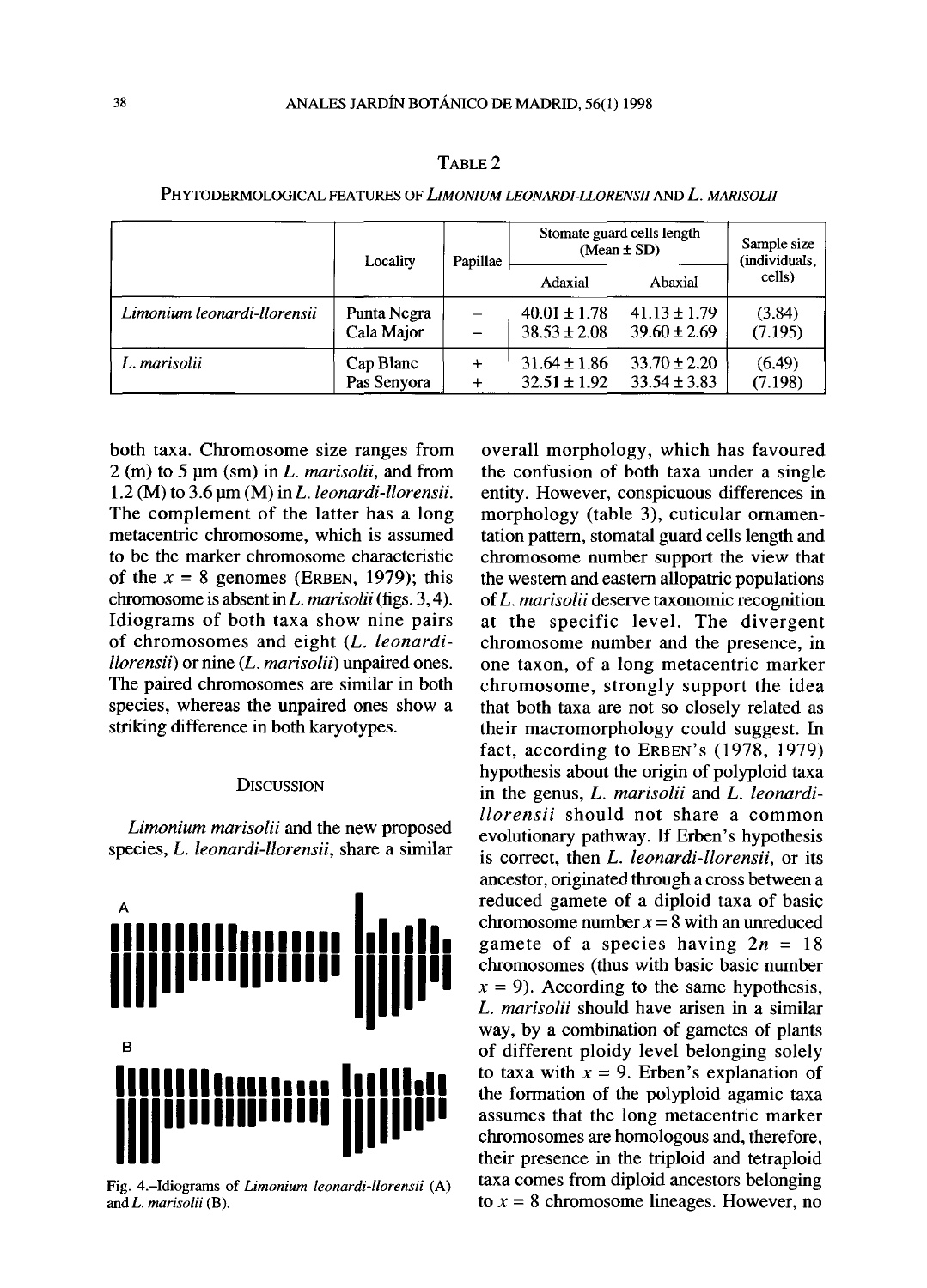TABLE 2

PHYTODERMOLOGICAL FEATURES OF *LIMONIUM LEONARDI-LLORENSII* AND *L. MARISOLII*

| | Locality | Papillae | Stomate guard cells length (Mean ± SD) | | Sample size (individuals, cells) |
|---|---|---|---|---|---|
| | | | Adaxial | Abaxial | |
| *Limonium leonardi-llorensii* | Punta Negra | – | 40.01 ± 1.78 | 41.13 ± 1.79 | (3.84) |
| | Cala Major | – | 38.53 ± 2.08 | 39.60 ± 2.69 | (7.195) |
| *L. marisolii* | Cap Blanc | + | 31.64 ± 1.86 | 33.70 ± 2.20 | (6.49) |
| | Pas Senyora | + | 32.51 ± 1.92 | 33.54 ± 3.83 | (7.198) |

both taxa. Chromosome size ranges from 2 (m) to 5 µm (sm) in *L. marisolii*, and from 1.2 (M) to 3.6 µm (M) in *L. leonardi-llorensii*. The complement of the latter has a long metacentric chromosome, which is assumed to be the marker chromosome characteristic of the $x = 8$ genomes (ERBEN, 1979); this chromosome is absent in *L. marisolii* (figs. 3, 4). Idiograms of both taxa show nine pairs of chromosomes and eight (*L. leonardi-llorensii*) or nine (*L. marisolii*) unpaired ones. The paired chromosomes are similar in both species, whereas the unpaired ones show a striking difference in both karyotypes.

## DISCUSSION

*Limonium marisolii* and the new proposed species, *L. leonardi-llorensii*, share a similar overall morphology, which has favoured the confusion of both taxa under a single entity. However, conspicuous differences in morphology (table 3), cuticular ornamentation pattern, stomatal guard cells length and chromosome number support the view that the western and eastern allopatric populations of *L. marisolii* deserve taxonomic recognition at the specific level. The divergent chromosome number and the presence, in one taxon, of a long metacentric marker chromosome, strongly support the idea that both taxa are not so closely related as their macromorphology could suggest. In fact, according to ERBEN's (1978, 1979) hypothesis about the origin of polyploid taxa in the genus, *L. marisolii* and *L. leonardi-llorensii* should not share a common evolutionary pathway. If Erben's hypothesis is correct, then *L. leonardi-llorensii*, or its ancestor, originated through a cross between a reduced gamete of a diploid taxa of basic chromosome number $x = 8$ with an unreduced gamete of a species having $2n = 18$ chromosomes (thus with basic basic number $x = 9$). According to the same hypothesis, *L. marisolii* should have arisen in a similar way, by a combination of gametes of plants of different ploidy level belonging solely to taxa with $x = 9$. Erben's explanation of the formation of the polyploid agamic taxa assumes that the long metacentric marker chromosomes are homologous and, therefore, their presence in the triploid and tetraploid taxa comes from diploid ancestors belonging to $x = 8$ chromosome lineages. However, no

Fig. 4.–Idiograms of *Limonium leonardi-llorensii* (A) and *L. marisolii* (B).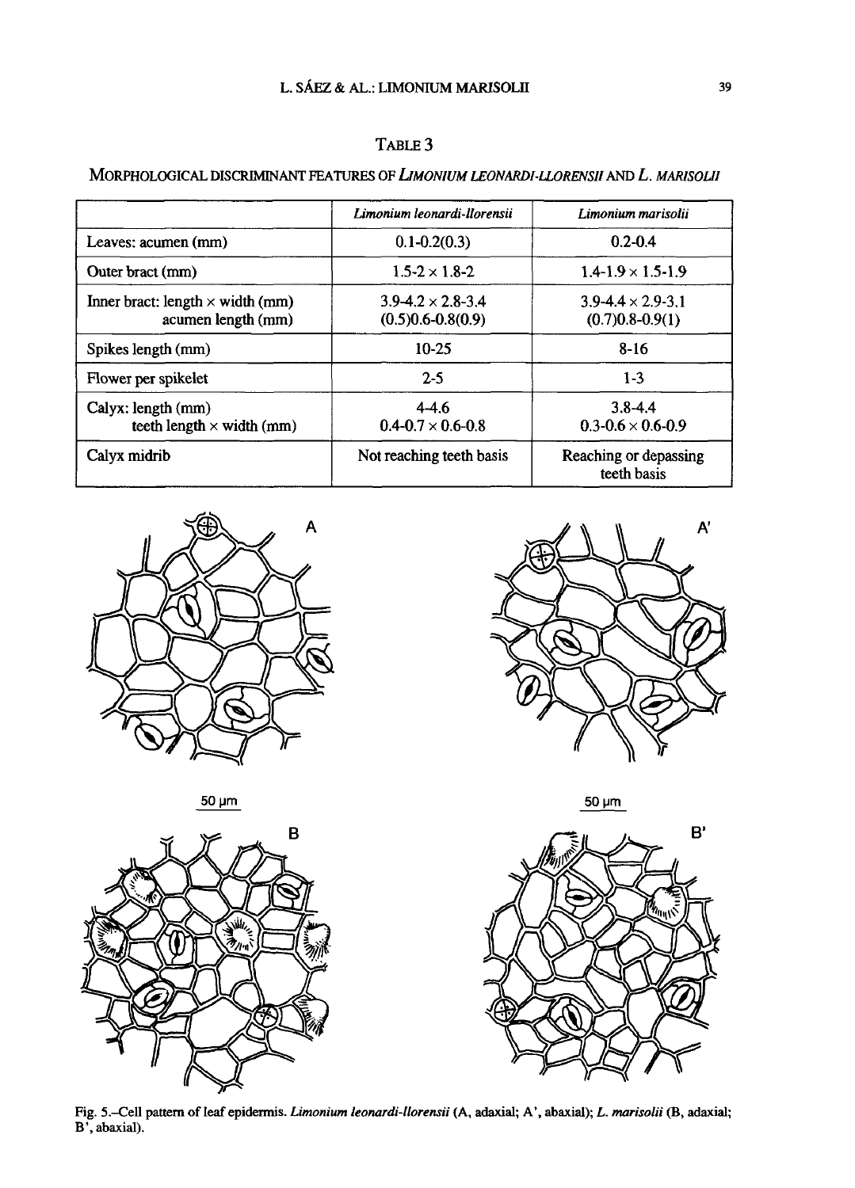### TABLE 3

MORPHOLOGICAL DISCRIMINANT FEATURES OF *LIMONIUM LEONARDI-LLORENSII* AND *L. MARISOLII*

| | *Limonium leonardi-llorensii* | *Limonium marisolii* |
|---|---|---|
| Leaves: acumen (mm) | 0.1-0.2(0.3) | 0.2-0.4 |
| Outer bract (mm) | 1.5-2 × 1.8-2 | 1.4-1.9 × 1.5-1.9 |
| Inner bract: length × width (mm)<br>acumen length (mm) | 3.9-4.2 × 2.8-3.4<br>(0.5)0.6-0.8(0.9) | 3.9-4.4 × 2.9-3.1<br>(0.7)0.8-0.9(1) |
| Spikes length (mm) | 10-25 | 8-16 |
| Flower per spikelet | 2-5 | 1-3 |
| Calyx: length (mm)<br>teeth length × width (mm) | 4-4.6<br>0.4-0.7 × 0.6-0.8 | 3.8-4.4<br>0.3-0.6 × 0.6-0.9 |
| Calyx midrib | Not reaching teeth basis | Reaching or depassing teeth basis |

Fig. 5.–Cell pattern of leaf epidermis. *Limonium leonardi-llorensii* (A, adaxial; A', abaxial); *L. marisolii* (B, adaxial; B', abaxial).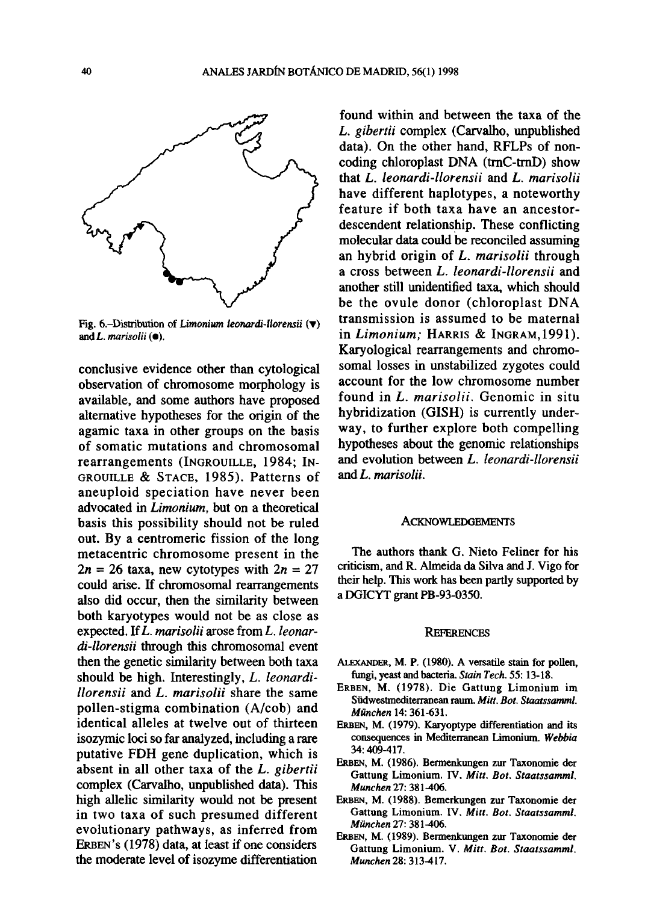Fig. 6.–Distribution of *Limonium leonardi-llorensii* (▼) and *L. marisolii* (●).

conclusive evidence other than cytological observation of chromosome morphology is available, and some authors have proposed alternative hypotheses for the origin of the agamic taxa in other groups on the basis of somatic mutations and chromosomal rearrangements (INGROUILLE, 1984; INGROUILLE & STACE, 1985). Patterns of aneuploid speciation have never been advocated in *Limonium*, but on a theoretical basis this possibility should not be ruled out. By a centromeric fission of the long metacentric chromosome present in the $2n = 26$ taxa, new cytotypes with $2n = 27$ could arise. If chromosomal rearrangements also did occur, then the similarity between both karyotypes would not be as close as expected. If *L. marisolii* arose from *L. leonardi-llorensii* through this chromosomal event then the genetic similarity between both taxa should be high. Interestingly, *L. leonardi-llorensii* and *L. marisolii* share the same pollen-stigma combination (A/cob) and identical alleles at twelve out of thirteen isozymic loci so far analyzed, including a rare putative FDH gene duplication, which is absent in all other taxa of the *L. gibertii* complex (Carvalho, unpublished data). This high allelic similarity would not be present in two taxa of such presumed different evolutionary pathways, as inferred from ERBEN's (1978) data, at least if one considers the moderate level of isozyme differentiation found within and between the taxa of the *L. gibertii* complex (Carvalho, unpublished data). On the other hand, RFLPs of non-coding chloroplast DNA (trnC-trnD) show that *L. leonardi-llorensii* and *L. marisolii* have different haplotypes, a noteworthy feature if both taxa have an ancestor-descendent relationship. These conflicting molecular data could be reconciled assuming an hybrid origin of *L. marisolii* through a cross between *L. leonardi-llorensii* and another still unidentified taxa, which should be the ovule donor (chloroplast DNA transmission is assumed to be maternal in *Limonium;* HARRIS & INGRAM, 1991). Karyological rearrangements and chromosomal losses in unstabilized zygotes could account for the low chromosome number found in *L. marisolii*. Genomic in situ hybridization (GISH) is currently underway, to further explore both compelling hypotheses about the genomic relationships and evolution between *L. leonardi-llorensii* and *L. marisolii*.

## ACKNOWLEDGEMENTS

The authors thank G. Nieto Feliner for his criticism, and R. Almeida da Silva and J. Vigo for their help. This work has been partly supported by a DGICYT grant PB-93-0350.

## REFERENCES

ALEXANDER, M. P. (1980). A versatile stain for pollen, fungi, yeast and bacteria. *Stain Tech.* 55: 13-18.

ERBEN, M. (1978). Die Gattung Limonium im Südwestmediterranean raum. *Mitt. Bot. Staatssamml. München* 14: 361-631.

ERBEN, M. (1979). Karyoptype differentiation and its consequences in Mediterranean Limonium. *Webbia* 34: 409-417.

ERBEN, M. (1986). Bermenkungen zur Taxonomie der Gattung Limonium. IV. *Mitt. Bot. Staatssamml. Munchen* 27: 381-406.

ERBEN, M. (1988). Bemerkungen zur Taxonomie der Gattung Limonium. IV. *Mitt. Bot. Staatssamml. München* 27: 381-406.

ERBEN, M. (1989). Bermenkungen zur Taxonomie der Gattung Limonium. V. *Mitt. Bot. Staatssamml. Munchen* 28: 313-417.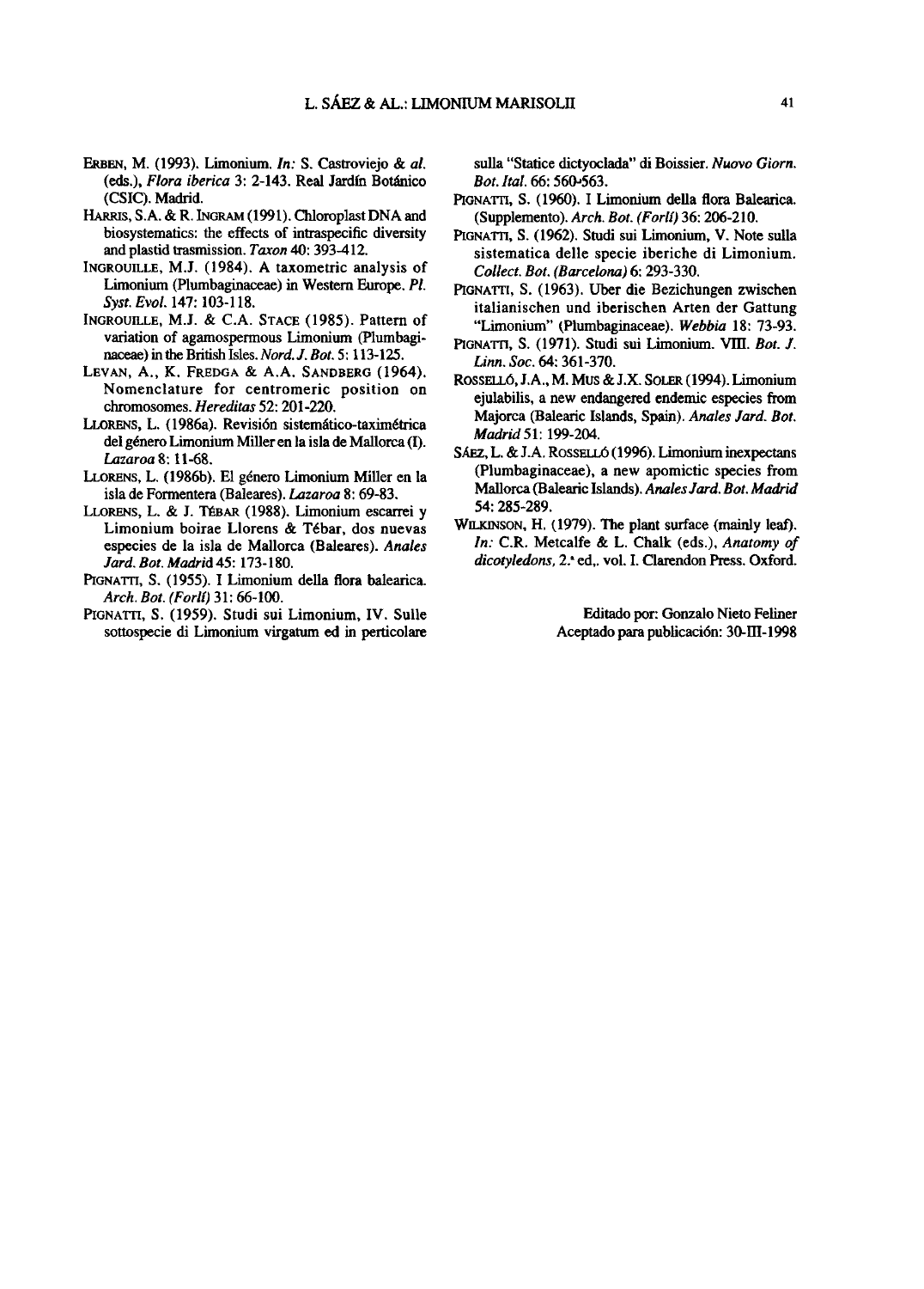ERBEN, M. (1993). Limonium. *In:* S. Castroviejo & *al.* (eds.), *Flora iberica* 3: 2-143. Real Jardín Botánico (CSIC). Madrid.

HARRIS, S.A. & R. INGRAM (1991). Chloroplast DNA and biosystematics: the effects of intraspecific diversity and plastid trasmission. *Taxon* 40: 393-412.

INGROUILLE, M.J. (1984). A taxometric analysis of Limonium (Plumbaginaceae) in Western Europe. *Pl. Syst. Evol.* 147: 103-118.

INGROUILLE, M.J. & C.A. STACE (1985). Pattern of variation of agamospermous Limonium (Plumbaginaceae) in the British Isles. *Nord. J. Bot.* 5: 113-125.

LEVAN, A., K. FREDGA & A.A. SANDBERG (1964). Nomenclature for centromeric position on chromosomes. *Hereditas* 52: 201-220.

LLORENS, L. (1986a). Revisión sistemático-taximétrica del género Limonium Miller en la isla de Mallorca (I). *Lazaroa* 8: 11-68.

LLORENS, L. (1986b). El género Limonium Miller en la isla de Formentera (Baleares). *Lazaroa* 8: 69-83.

LLORENS, L. & J. TÉBAR (1988). Limonium escarrei y Limonium boirae Llorens & Tébar, dos nuevas especies de la isla de Mallorca (Baleares). *Anales Jard. Bot. Madrid* 45: 173-180.

PIGNATTI, S. (1955). I Limonium della flora balearica. *Arch. Bot. (Forlí)* 31: 66-100.

PIGNATTI, S. (1959). Studi sui Limonium, IV. Sulle sottospecie di Limonium virgatum ed in perticolare sulla "Statice dictyoclada" di Boissier. *Nuovo Giorn. Bot. Ital.* 66: 560-563.

PIGNATTI, S. (1960). I Limonium della flora Balearica. (Supplemento). *Arch. Bot. (Forlí)* 36: 206-210.

PIGNATTI, S. (1962). Studi sui Limonium, V. Note sulla sistematica delle specie iberiche di Limonium. *Collect. Bot. (Barcelona)* 6: 293-330.

PIGNATTI, S. (1963). Uber die Bezichungen zwischen italianischen und iberischen Arten der Gattung "Limonium" (Plumbaginaceae). *Webbia* 18: 73-93.

PIGNATTI, S. (1971). Studi sui Limonium. VIII. *Bot. J. Linn. Soc.* 64: 361-370.

ROSSELLÓ, J.A., M. MUS & J.X. SOLER (1994). Limonium ejulabilis, a new endangered endemic especies from Majorca (Balearic Islands, Spain). *Anales Jard. Bot. Madrid* 51: 199-204.

SÁEZ, L. & J.A. ROSSELLÓ (1996). Limonium inexpectans (Plumbaginaceae), a new apomictic species from Mallorca (Balearic Islands). *Anales Jard. Bot. Madrid* 54: 285-289.

WILKINSON, H. (1979). The plant surface (mainly leaf). *In:* C.R. Metcalfe & L. Chalk (eds.), *Anatomy of dicotyledons*, 2.ª ed,. vol. I. Clarendon Press. Oxford.

Editado por: Gonzalo Nieto Feliner
Aceptado para publicación: 30-III-1998